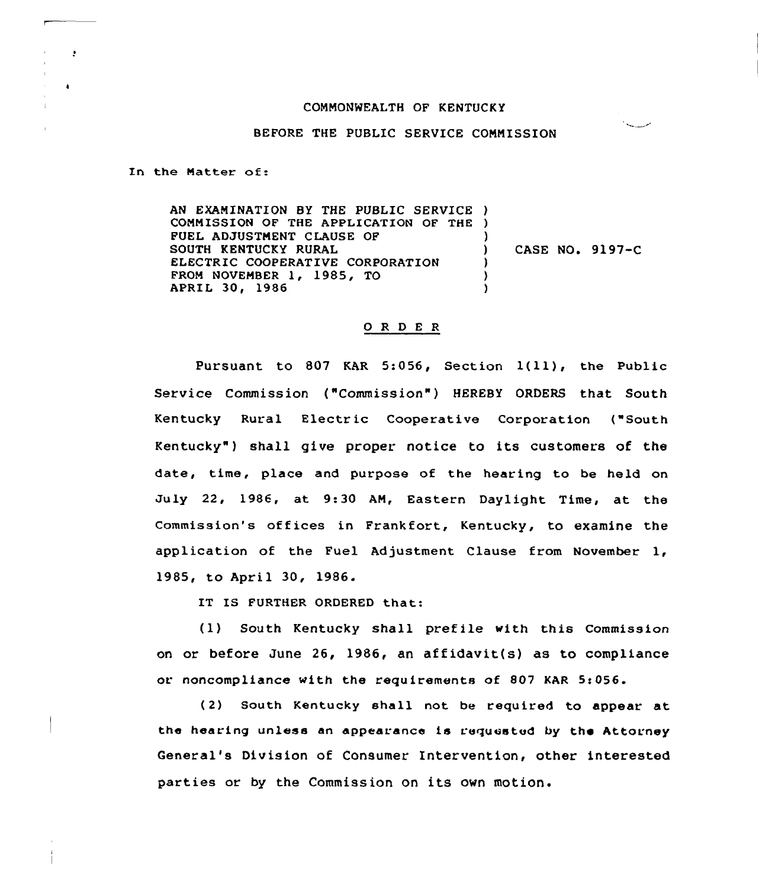COMMONWEALTH OF KENTUCKY

BEFORE THE PUBLIC SERVICE COMMISSION

In the Matter of:

AN EXAMINATION BY THE PUBLIC SERVICE COMMISSION OF THE APPLICATION OF THE FUEL ADJUSTMENT CLAUSE OF SOUTH KENTUCKY RURAL ELECTRIC COOPERATIVE CORPORATION FROM NOVEMBER 1, 1985, TO APRIL 30, 1986 ) CASE NO. 9197-C

## O R D E R

Pursuant to 807 KAR 5:056, Section 1(11), the Public Service Commission ("Commission") HEREBY ORDERS that South Kentucky Rural Electric Cooperative Corporation ("South Kentucky") shall give proper notice to its customers of the date, time, place and purpose of the hearing to be held on July 22, 1986, at 9:30 AM, Eastern Daylight Time, at the Commission's offices in Frankfort, Kentucky, to examine the application of the Fuel Adjustment Clause from November 1, 1985, to April 30, 1986.

IT IS FURTHER ORDERED that:

(1) South Kentucky shall prefile with this Commission on or before June 26, 1986, an affidavit(s) as to compliance or noncompliance with the requirements of 807 KAR 5:056.

(2) South Kentucky shall not be required to appear at the hearing unless an appearance is requested by the Attorney General's Division of Consumer Intervention, other interested parties or by the Commission on its own motion.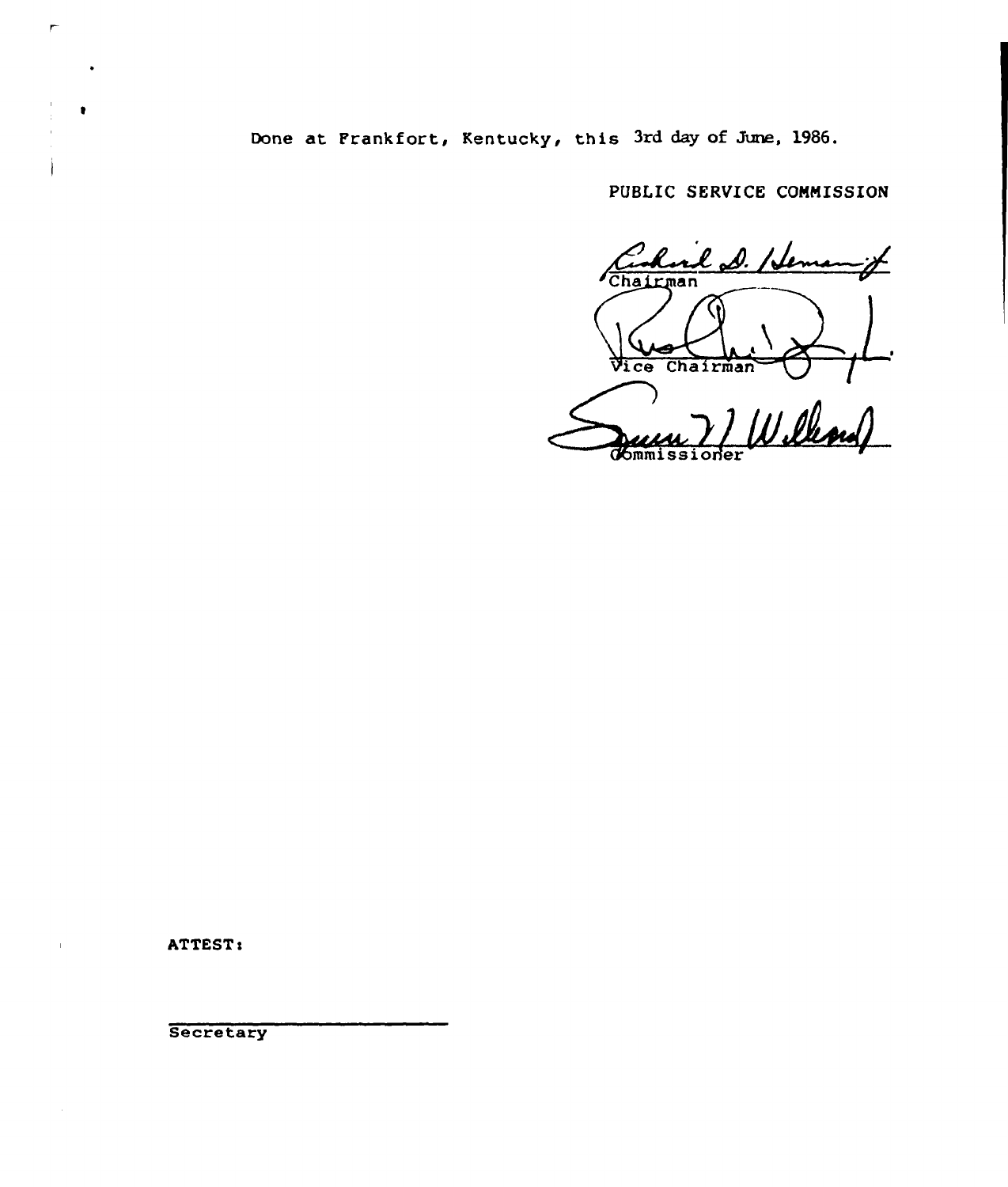Done at Frankfort, Kentucky, this 3rd day of June, 1986.

PUBLIC SERVICE COMMISSION

Chairman

Vice Chairman

Commissioner

ATTEST:

Secretary